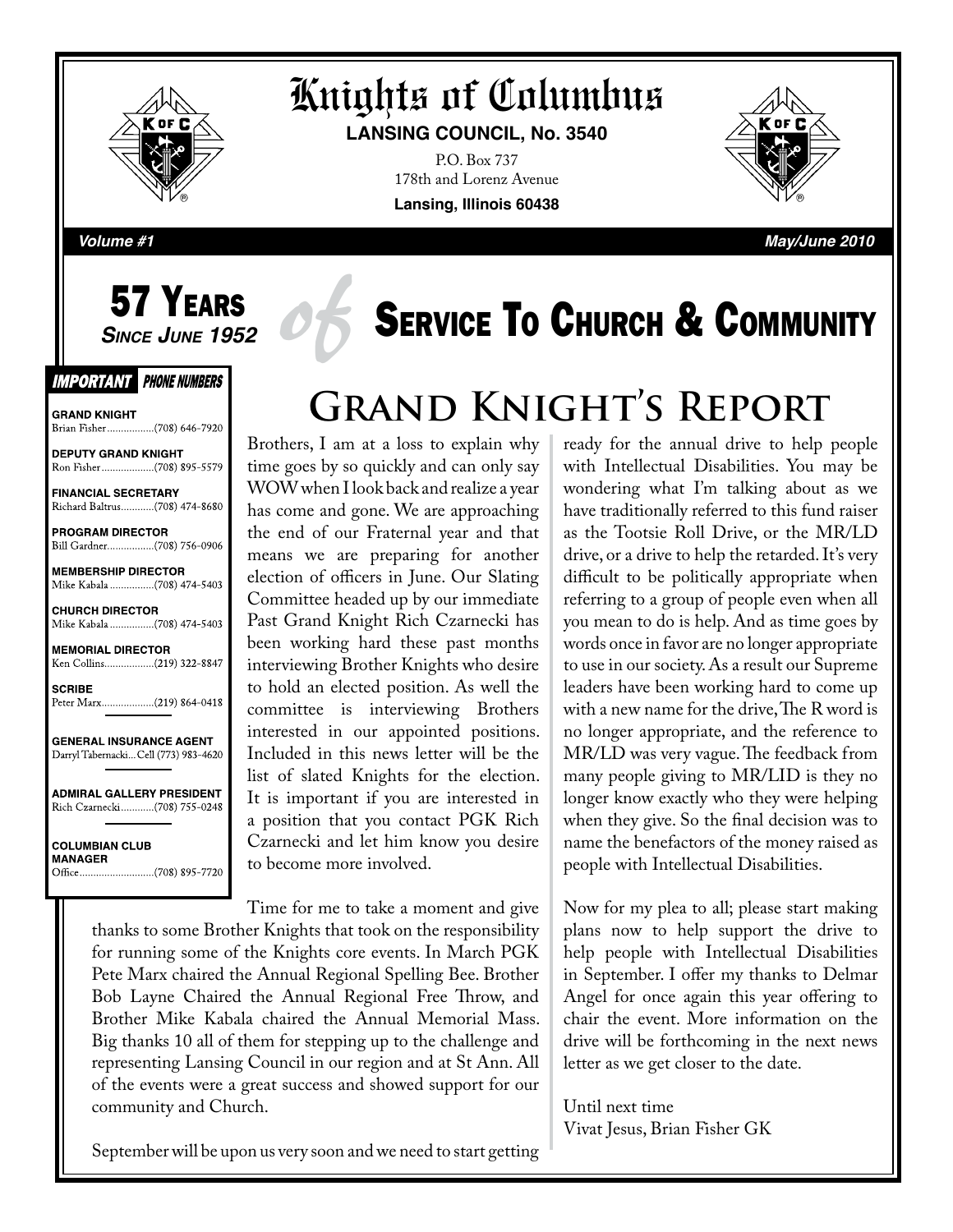# Knights of Columbus

**LANSING COUNCIL, No. 3540**

P.O. Box 737
178th and Lorenz Avenue
**Lansing, Illinois 60438**

*Volume #1* *May/June 2010*

## 57 Years *Since June 1952* of Service To Church & Community

**IMPORTANT PHONE NUMBERS**

**GRAND KNIGHT**
Brian Fisher.................(708) 646-7920

**DEPUTY GRAND KNIGHT**
Ron Fisher...................(708) 895-5579

**FINANCIAL SECRETARY**
Richard Baltrus............(708) 474-8680

**PROGRAM DIRECTOR**
Bill Gardner.................(708) 756-0906

**MEMBERSHIP DIRECTOR**
Mike Kabala ................(708) 474-5403

**CHURCH DIRECTOR**
Mike Kabala ................(708) 474-5403

**MEMORIAL DIRECTOR**
Ken Collins..................(219) 322-8847

**SCRIBE**
Peter Marx...................(219) 864-0418

**GENERAL INSURANCE AGENT**
Darryl Tabernacki...Cell (773) 983-4620

**ADMIRAL GALLERY PRESIDENT**
Rich Czarnecki............(708) 755-0248

**COLUMBIAN CLUB MANAGER**
Office...........................(708) 895-7720

# Grand Knight's Report

Brothers, I am at a loss to explain why time goes by so quickly and can only say WOW when I look back and realize a year has come and gone. We are approaching the end of our Fraternal year and that means we are preparing for another election of officers in June. Our Slating Committee headed up by our immediate Past Grand Knight Rich Czarnecki has been working hard these past months interviewing Brother Knights who desire to hold an elected position. As well the committee is interviewing Brothers interested in our appointed positions. Included in this news letter will be the list of slated Knights for the election. It is important if you are interested in a position that you contact PGK Rich Czarnecki and let him know you desire to become more involved.

Time for me to take a moment and give thanks to some Brother Knights that took on the responsibility for running some of the Knights core events. In March PGK Pete Marx chaired the Annual Regional Spelling Bee. Brother Bob Layne Chaired the Annual Regional Free Throw, and Brother Mike Kabala chaired the Annual Memorial Mass. Big thanks 10 all of them for stepping up to the challenge and representing Lansing Council in our region and at St Ann. All of the events were a great success and showed support for our community and Church.

September will be upon us very soon and we need to start getting ready for the annual drive to help people with Intellectual Disabilities. You may be wondering what I'm talking about as we have traditionally referred to this fund raiser as the Tootsie Roll Drive, or the MR/LD drive, or a drive to help the retarded. It's very difficult to be politically appropriate when referring to a group of people even when all you mean to do is help. And as time goes by words once in favor are no longer appropriate to use in our society. As a result our Supreme leaders have been working hard to come up with a new name for the drive, The R word is no longer appropriate, and the reference to MR/LD was very vague. The feedback from many people giving to MR/LID is they no longer know exactly who they were helping when they give. So the final decision was to name the benefactors of the money raised as people with Intellectual Disabilities.

Now for my plea to all; please start making plans now to help support the drive to help people with Intellectual Disabilities in September. I offer my thanks to Delmar Angel for once again this year offering to chair the event. More information on the drive will be forthcoming in the next news letter as we get closer to the date.

Until next time
Vivat Jesus, Brian Fisher GK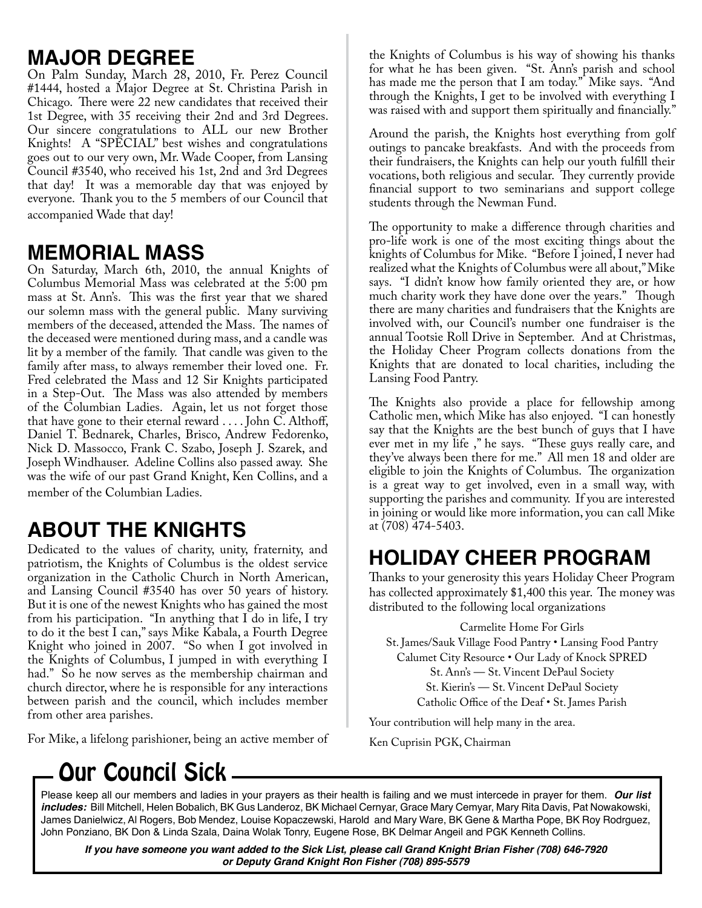## MAJOR DEGREE

On Palm Sunday, March 28, 2010, Fr. Perez Council #1444, hosted a Major Degree at St. Christina Parish in Chicago. There were 22 new candidates that received their 1st Degree, with 35 receiving their 2nd and 3rd Degrees. Our sincere congratulations to ALL our new Brother Knights! A "SPECIAL" best wishes and congratulations goes out to our very own, Mr. Wade Cooper, from Lansing Council #3540, who received his 1st, 2nd and 3rd Degrees that day! It was a memorable day that was enjoyed by everyone. Thank you to the 5 members of our Council that accompanied Wade that day!

## MEMORIAL MASS

On Saturday, March 6th, 2010, the annual Knights of Columbus Memorial Mass was celebrated at the 5:00 pm mass at St. Ann's. This was the first year that we shared our solemn mass with the general public. Many surviving members of the deceased, attended the Mass. The names of the deceased were mentioned during mass, and a candle was lit by a member of the family. That candle was given to the family after mass, to always remember their loved one. Fr. Fred celebrated the Mass and 12 Sir Knights participated in a Step-Out. The Mass was also attended by members of the Columbian Ladies. Again, let us not forget those that have gone to their eternal reward . . . . John C. Althoff, Daniel T. Bednarek, Charles, Brisco, Andrew Fedorenko, Nick D. Massocco, Frank C. Szabo, Joseph J. Szarek, and Joseph Windhauser. Adeline Collins also passed away. She was the wife of our past Grand Knight, Ken Collins, and a member of the Columbian Ladies.

## ABOUT THE KNIGHTS

Dedicated to the values of charity, unity, fraternity, and patriotism, the Knights of Columbus is the oldest service organization in the Catholic Church in North American, and Lansing Council #3540 has over 50 years of history. But it is one of the newest Knights who has gained the most from his participation. "In anything that I do in life, I try to do it the best I can," says Mike Kabala, a Fourth Degree Knight who joined in 2007. "So when I got involved in the Knights of Columbus, I jumped in with everything I had." So he now serves as the membership chairman and church director, where he is responsible for any interactions between parish and the council, which includes member from other area parishes.

For Mike, a lifelong parishioner, being an active member of the Knights of Columbus is his way of showing his thanks for what he has been given. "St. Ann's parish and school has made me the person that I am today." Mike says. "And through the Knights, I get to be involved with everything I was raised with and support them spiritually and financially."

Around the parish, the Knights host everything from golf outings to pancake breakfasts. And with the proceeds from their fundraisers, the Knights can help our youth fulfill their vocations, both religious and secular. They currently provide financial support to two seminarians and support college students through the Newman Fund.

The opportunity to make a difference through charities and pro-life work is one of the most exciting things about the knights of Columbus for Mike. "Before I joined, I never had realized what the Knights of Columbus were all about," Mike says. "I didn't know how family oriented they are, or how much charity work they have done over the years." Though there are many charities and fundraisers that the Knights are involved with, our Council's number one fundraiser is the annual Tootsie Roll Drive in September. And at Christmas, the Holiday Cheer Program collects donations from the Knights that are donated to local charities, including the Lansing Food Pantry.

The Knights also provide a place for fellowship among Catholic men, which Mike has also enjoyed. "I can honestly say that the Knights are the best bunch of guys that I have ever met in my life ," he says. "These guys really care, and they've always been there for me." All men 18 and older are eligible to join the Knights of Columbus. The organization is a great way to get involved, even in a small way, with supporting the parishes and community. If you are interested in joining or would like more information, you can call Mike at (708) 474-5403.

## HOLIDAY CHEER PROGRAM

Thanks to your generosity this years Holiday Cheer Program has collected approximately $1,400 this year. The money was distributed to the following local organizations

Carmelite Home For Girls
St. James/Sauk Village Food Pantry • Lansing Food Pantry
Calumet City Resource • Our Lady of Knock SPRED
St. Ann's — St. Vincent DePaul Society
St. Kierin's — St. Vincent DePaul Society
Catholic Office of the Deaf • St. James Parish

Your contribution will help many in the area.

Ken Cuprisin PGK, Chairman

## Our Council Sick

Please keep all our members and ladies in your prayers as their health is failing and we must intercede in prayer for them. ***Our list includes:*** Bill Mitchell, Helen Bobalich, BK Gus Landeroz, BK Michael Cernyar, Grace Mary Cemyar, Mary Rita Davis, Pat Nowakowski, James Danielwicz, Al Rogers, Bob Mendez, Louise Kopaczewski, Harold and Mary Ware, BK Gene & Martha Pope, BK Roy Rodrguez, John Ponziano, BK Don & Linda Szala, Daina Wolak Tonry, Eugene Rose, BK Delmar Angeil and PGK Kenneth Collins.

***If you have someone you want added to the Sick List, please call Grand Knight Brian Fisher (708) 646-7920 or Deputy Grand Knight Ron Fisher (708) 895-5579***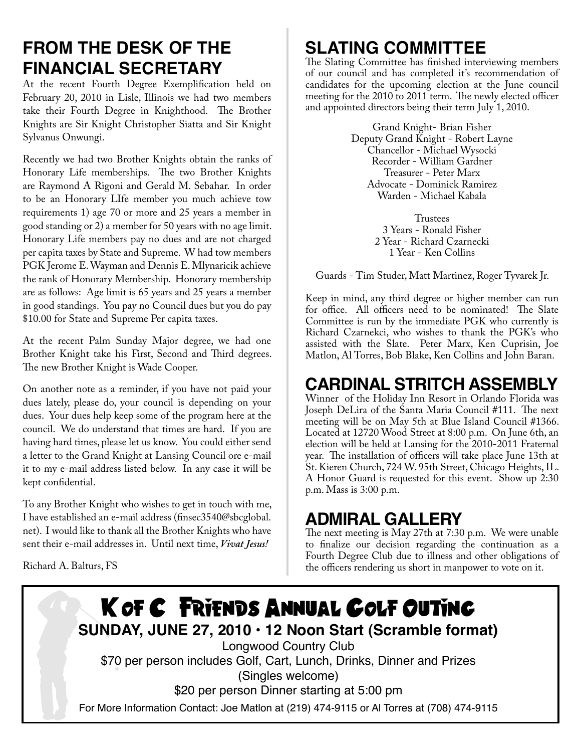## FROM THE DESK OF THE FINANCIAL SECRETARY

At the recent Fourth Degree Exemplification held on February 20, 2010 in Lisle, Illinois we had two members take their Fourth Degree in Knighthood. The Brother Knights are Sir Knight Christopher Siatta and Sir Knight Sylvanus Onwungi.

Recently we had two Brother Knights obtain the ranks of Honorary Life memberships. The two Brother Knights are Raymond A Rigoni and Gerald M. Sebahar. In order to be an Honorary LIfe member you much achieve tow requirements 1) age 70 or more and 25 years a member in good standing or 2) a member for 50 years with no age limit. Honorary Life members pay no dues and are not charged per capita taxes by State and Supreme. W had tow members PGK Jerome E. Wayman and Dennis E. Mlynaricik achieve the rank of Honorary Membership. Honorary membership are as follows: Age limit is 65 years and 25 years a member in good standings. You pay no Council dues but you do pay $10.00 for State and Supreme Per capita taxes.

At the recent Palm Sunday Major degree, we had one Brother Knight take his First, Second and Third degrees. The new Brother Knight is Wade Cooper.

On another note as a reminder, if you have not paid your dues lately, please do, your council is depending on your dues. Your dues help keep some of the program here at the council. We do understand that times are hard. If you are having hard times, please let us know. You could either send a letter to the Grand Knight at Lansing Council ore e-mail it to my e-mail address listed below. In any case it will be kept confidential.

To any Brother Knight who wishes to get in touch with me, I have established an e-mail address (finsec3540@sbcglobal.net). I would like to thank all the Brother Knights who have sent their e-mail addresses in. Until next time, ***Vivat Jesus!***

Richard A. Balturs, FS

## SLATING COMMITTEE

The Slating Committee has finished interviewing members of our council and has completed it's recommendation of candidates for the upcoming election at the June council meeting for the 2010 to 2011 term. The newly elected officer and appointed directors being their term July 1, 2010.

Grand Knight- Brian Fisher
Deputy Grand Knight - Robert Layne
Chancellor - Michael Wysocki
Recorder - William Gardner
Treasurer - Peter Marx
Advocate - Dominick Ramirez
Warden - Michael Kabala

Trustees
3 Years - Ronald Fisher
2 Year - Richard Czarnecki
1 Year - Ken Collins

Guards - Tim Studer, Matt Martinez, Roger Tyvarek Jr.

Keep in mind, any third degree or higher member can run for office. All officers need to be nominated! The Slate Committee is run by the immediate PGK who currently is Richard Czarnekci, who wishes to thank the PGK's who assisted with the Slate. Peter Marx, Ken Cuprisin, Joe Matlon, Al Torres, Bob Blake, Ken Collins and John Baran.

## CARDINAL STRITCH ASSEMBLY

Winner of the Holiday Inn Resort in Orlando Florida was Joseph DeLira of the Santa Maria Council #111. The next meeting will be on May 5th at Blue Island Council #1366. Located at 12720 Wood Street at 8:00 p.m. On June 6th, an election will be held at Lansing for the 2010-2011 Fraternal year. The installation of officers will take place June 13th at St. Kieren Church, 724 W. 95th Street, Chicago Heights, IL. A Honor Guard is requested for this event. Show up 2:30 p.m. Mass is 3:00 p.m.

## ADMIRAL GALLERY

The next meeting is May 27th at 7:30 p.m. We were unable to finalize our decision regarding the continuation as a Fourth Degree Club due to illness and other obligations of the officers rendering us short in manpower to vote on it.

## K of C Friends Annual Golf Outing

**SUNDAY, JUNE 27, 2010 • 12 Noon Start (Scramble format)**

Longwood Country Club

$70 per person includes Golf, Cart, Lunch, Drinks, Dinner and Prizes

(Singles welcome)

$20 per person Dinner starting at 5:00 pm

For More Information Contact: Joe Matlon at (219) 474-9115 or Al Torres at (708) 474-9115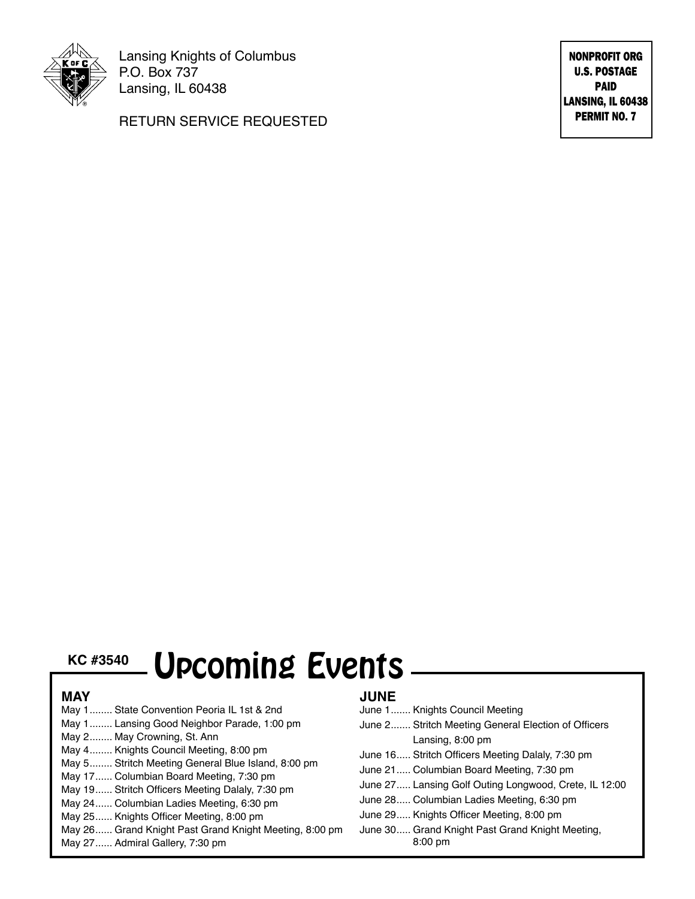Lansing Knights of Columbus
P.O. Box 737
Lansing, IL 60438

RETURN SERVICE REQUESTED

**NONPROFIT ORG**
**U.S. POSTAGE**
**PAID**
**LANSING, IL 60438**
**PERMIT NO. 7**

**KC #3540**

# Upcoming Events

### MAY

May 1........ State Convention Peoria IL 1st & 2nd
May 1........ Lansing Good Neighbor Parade, 1:00 pm
May 2........ May Crowning, St. Ann
May 4........ Knights Council Meeting, 8:00 pm
May 5........ Stritch Meeting General Blue Island, 8:00 pm
May 17...... Columbian Board Meeting, 7:30 pm
May 19...... Stritch Officers Meeting Dalaly, 7:30 pm
May 24...... Columbian Ladies Meeting, 6:30 pm
May 25...... Knights Officer Meeting, 8:00 pm
May 26...... Grand Knight Past Grand Knight Meeting, 8:00 pm
May 27...... Admiral Gallery, 7:30 pm

### JUNE

June 1....... Knights Council Meeting
June 2....... Stritch Meeting General Election of Officers Lansing, 8:00 pm
June 16..... Stritch Officers Meeting Dalaly, 7:30 pm
June 21..... Columbian Board Meeting, 7:30 pm
June 27..... Lansing Golf Outing Longwood, Crete, IL 12:00
June 28..... Columbian Ladies Meeting, 6:30 pm
June 29..... Knights Officer Meeting, 8:00 pm
June 30..... Grand Knight Past Grand Knight Meeting, 8:00 pm